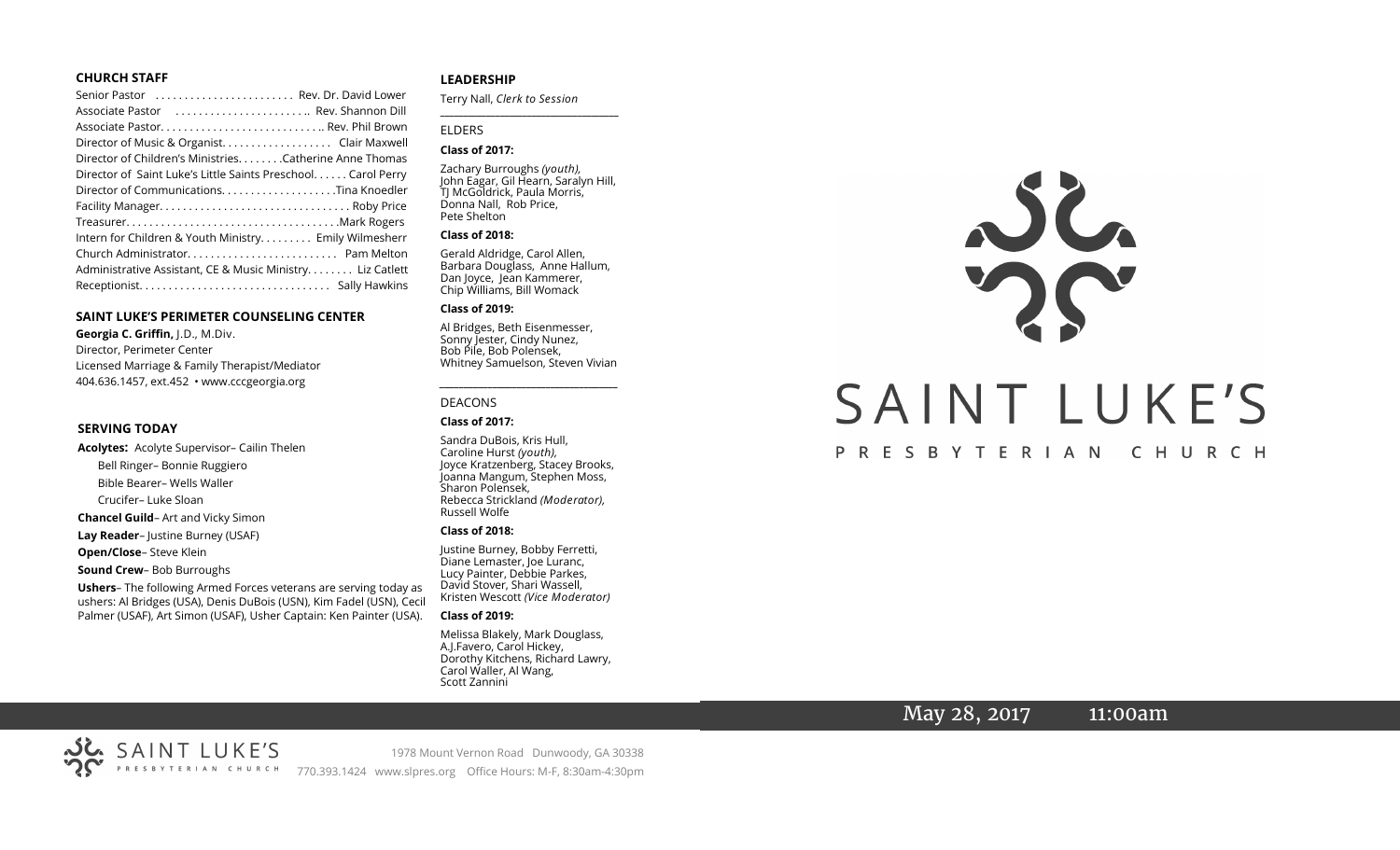## CHURCH STAFF

Senior Pastor . . . . . . . . . . . . . . . . . . . . . . . . Rev. Dr. David Lower
Associate Pastor . . . . . . . . . . . . . . . . . . . . . . .. Rev. Shannon Dill
Associate Pastor. . . . . . . . . . . . . . . . . . . . . . . . . . .. Rev. Phil Brown
Director of Music & Organist. . . . . . . . . . . . . . . . . . Clair Maxwell
Director of Children's Ministries. . . . . . . . .Catherine Anne Thomas
Director of Saint Luke's Little Saints Preschool. . . . . . Carol Perry
Director of Communications. . . . . . . . . . . . . . . . . . . .Tina Knoedler
Facility Manager. . . . . . . . . . . . . . . . . . . . . . . . . . . . . . . . Roby Price
Treasurer. . . . . . . . . . . . . . . . . . . . . . . . . . . . . . . . . . . .Mark Rogers
Intern for Children & Youth Ministry. . . . . . . . . Emily Wilmesherr
Church Administrator. . . . . . . . . . . . . . . . . . . . . . . . . Pam Melton
Administrative Assistant, CE & Music Ministry. . . . . . . . Liz Catlett
Receptionist. . . . . . . . . . . . . . . . . . . . . . . . . . . . . . . . Sally Hawkins

## SAINT LUKE'S PERIMETER COUNSELING CENTER

**Georgia C. Griffin,** J.D., M.Div.
Director, Perimeter Center
Licensed Marriage & Family Therapist/Mediator
404.636.1457, ext.452 • www.cccgeorgia.org

## SERVING TODAY

**Acolytes:** Acolyte Supervisor– Cailin Thelen
Bell Ringer– Bonnie Ruggiero
Bible Bearer– Wells Waller
Crucifer– Luke Sloan

**Chancel Guild**– Art and Vicky Simon

**Lay Reader**– Justine Burney (USAF)

**Open/Close**– Steve Klein

**Sound Crew**– Bob Burroughs

**Ushers**– The following Armed Forces veterans are serving today as ushers: Al Bridges (USA), Denis DuBois (USN), Kim Fadel (USN), Cecil Palmer (USAF), Art Simon (USAF), Usher Captain: Ken Painter (USA).

## LEADERSHIP

Terry Nall, *Clerk to Session*

### ELDERS

**Class of 2017:**

Zachary Burroughs *(youth),* John Eagar, Gil Hearn, Saralyn Hill, TJ McGoldrick, Paula Morris, Donna Nall, Rob Price, Pete Shelton

**Class of 2018:**

Gerald Aldridge, Carol Allen, Barbara Douglass, Anne Hallum, Dan Joyce, Jean Kammerer, Chip Williams, Bill Womack

**Class of 2019:**

Al Bridges, Beth Eisenmesser, Sonny Jester, Cindy Nunez, Bob Pile, Bob Polensek, Whitney Samuelson, Steven Vivian

### DEACONS

**Class of 2017:**

Sandra DuBois, Kris Hull, Caroline Hurst *(youth),* Joyce Kratzenberg, Stacey Brooks, Joanna Mangum, Stephen Moss, Sharon Polensek, Rebecca Strickland *(Moderator),* Russell Wolfe

**Class of 2018:**

Justine Burney, Bobby Ferretti, Diane Lemaster, Joe Luranc, Lucy Painter, Debbie Parkes, David Stover, Shari Wassell, Kristen Wescott *(Vice Moderator)*

**Class of 2019:**

Melissa Blakely, Mark Douglass, A.J.Favero, Carol Hickey, Dorothy Kitchens, Richard Lawry, Carol Waller, Al Wang, Scott Zannini

# SAINT LUKE'S

PRESBYTERIAN CHURCH

May 28, 2017 11:00am

SAINT LUKE'S PRESBYTERIAN CHURCH

1978 Mount Vernon Road Dunwoody, GA 30338
770.393.1424 www.slpres.org Office Hours: M-F, 8:30am-4:30pm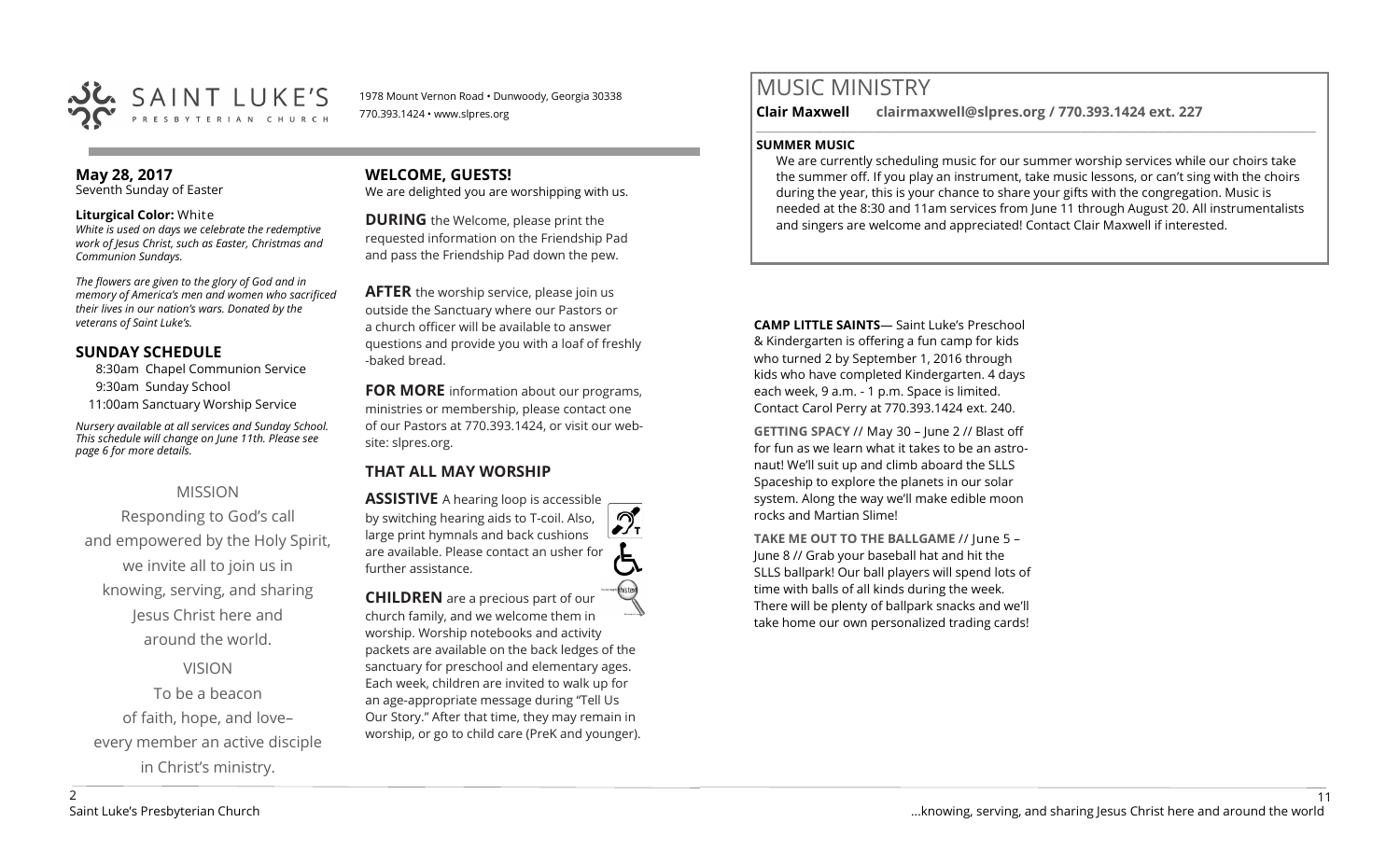SAINT LUKE'S PRESBYTERIAN CHURCH

1978 Mount Vernon Road • Dunwoody, Georgia 30338
770.393.1424 • www.slpres.org

**May 28, 2017**
Seventh Sunday of Easter

**Liturgical Color:** White
*White is used on days we celebrate the redemptive work of Jesus Christ, such as Easter, Christmas and Communion Sundays.*

*The flowers are given to the glory of God and in memory of America's men and women who sacrificed their lives in our nation's wars. Donated by the veterans of Saint Luke's.*

## SUNDAY SCHEDULE

8:30am Chapel Communion Service
9:30am Sunday School
11:00am Sanctuary Worship Service

*Nursery available at all services and Sunday School. This schedule will change on June 11th. Please see page 6 for more details.*

MISSION

Responding to God's call and empowered by the Holy Spirit, we invite all to join us in knowing, serving, and sharing Jesus Christ here and around the world.

VISION

To be a beacon of faith, hope, and love– every member an active disciple in Christ's ministry.

## WELCOME, GUESTS!

We are delighted you are worshipping with us.

**DURING** the Welcome, please print the requested information on the Friendship Pad and pass the Friendship Pad down the pew.

**AFTER** the worship service, please join us outside the Sanctuary where our Pastors or a church officer will be available to answer questions and provide you with a loaf of freshly -baked bread.

**FOR MORE** information about our programs, ministries or membership, please contact one of our Pastors at 770.393.1424, or visit our website: slpres.org.

## THAT ALL MAY WORSHIP

**ASSISTIVE** A hearing loop is accessible by switching hearing aids to T-coil. Also, large print hymnals and back cushions are available. Please contact an usher for further assistance.

**CHILDREN** are a precious part of our church family, and we welcome them in worship. Worship notebooks and activity packets are available on the back ledges of the sanctuary for preschool and elementary ages. Each week, children are invited to walk up for an age-appropriate message during "Tell Us Our Story." After that time, they may remain in worship, or go to child care (PreK and younger).

# MUSIC MINISTRY

**Clair Maxwell clairmaxwell@slpres.org / 770.393.1424 ext. 227**

**SUMMER MUSIC**

We are currently scheduling music for our summer worship services while our choirs take the summer off. If you play an instrument, take music lessons, or can't sing with the choirs during the year, this is your chance to share your gifts with the congregation. Music is needed at the 8:30 and 11am services from June 11 through August 20. All instrumentalists and singers are welcome and appreciated! Contact Clair Maxwell if interested.

**CAMP LITTLE SAINTS**— Saint Luke's Preschool & Kindergarten is offering a fun camp for kids who turned 2 by September 1, 2016 through kids who have completed Kindergarten. 4 days each week, 9 a.m. - 1 p.m. Space is limited. Contact Carol Perry at 770.393.1424 ext. 240.

**GETTING SPACY** // May 30 – June 2 // Blast off for fun as we learn what it takes to be an astronaut! We'll suit up and climb aboard the SLLS Spaceship to explore the planets in our solar system. Along the way we'll make edible moon rocks and Martian Slime!

**TAKE ME OUT TO THE BALLGAME** // June 5 – June 8 // Grab your baseball hat and hit the SLLS ballpark! Our ball players will spend lots of time with balls of all kinds during the week. There will be plenty of ballpark snacks and we'll take home our own personalized trading cards!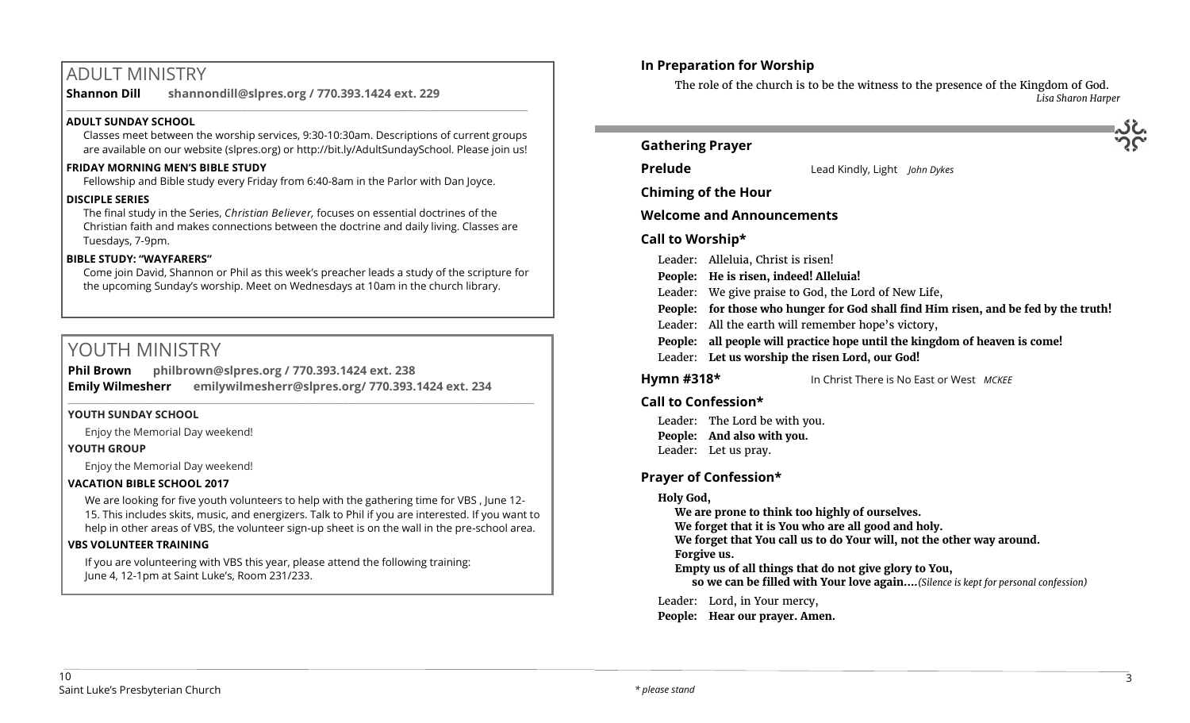# ADULT MINISTRY

**Shannon Dill shannondill@slpres.org / 770.393.1424 ext. 229**

**ADULT SUNDAY SCHOOL**

Classes meet between the worship services, 9:30-10:30am. Descriptions of current groups are available on our website (slpres.org) or http://bit.ly/AdultSundaySchool. Please join us!

**FRIDAY MORNING MEN'S BIBLE STUDY**

Fellowship and Bible study every Friday from 6:40-8am in the Parlor with Dan Joyce.

**DISCIPLE SERIES**

The final study in the Series, *Christian Believer,* focuses on essential doctrines of the Christian faith and makes connections between the doctrine and daily living. Classes are Tuesdays, 7-9pm.

**BIBLE STUDY: "WAYFARERS"**

Come join David, Shannon or Phil as this week's preacher leads a study of the scripture for the upcoming Sunday's worship. Meet on Wednesdays at 10am in the church library.

# YOUTH MINISTRY

**Phil Brown philbrown@slpres.org / 770.393.1424 ext. 238**
**Emily Wilmesherr emilywilmesherr@slpres.org/ 770.393.1424 ext. 234**

**YOUTH SUNDAY SCHOOL**

Enjoy the Memorial Day weekend!

**YOUTH GROUP**

Enjoy the Memorial Day weekend!

**VACATION BIBLE SCHOOL 2017**

We are looking for five youth volunteers to help with the gathering time for VBS , June 12-15. This includes skits, music, and energizers. Talk to Phil if you are interested. If you want to help in other areas of VBS, the volunteer sign-up sheet is on the wall in the pre-school area.

**VBS VOLUNTEER TRAINING**

If you are volunteering with VBS this year, please attend the following training: June 4, 12-1pm at Saint Luke's, Room 231/233.

**In Preparation for Worship**

The role of the church is to be the witness to the presence of the Kingdom of God.
*Lisa Sharon Harper*

**Gathering Prayer**

**Prelude** Lead Kindly, Light *John Dykes*

**Chiming of the Hour**

**Welcome and Announcements**

**Call to Worship\***

Leader: Alleluia, Christ is risen!
**People: He is risen, indeed! Alleluia!**
Leader: We give praise to God, the Lord of New Life,
**People: for those who hunger for God shall find Him risen, and be fed by the truth!**
Leader: All the earth will remember hope's victory,
**People: all people will practice hope until the kingdom of heaven is come!**
Leader: **Let us worship the risen Lord, our God!**

**Hymn #318\*** In Christ There is No East or West *MCKEE*

**Call to Confession\***

Leader: The Lord be with you.
**People: And also with you.**
Leader: Let us pray.

**Prayer of Confession\***

**Holy God,**
**We are prone to think too highly of ourselves.**
**We forget that it is You who are all good and holy.**
**We forget that You call us to do Your will, not the other way around.**
**Forgive us.**
**Empty us of all things that do not give glory to You,**
**so we can be filled with Your love again….***(Silence is kept for personal confession)*

Leader: Lord, in Your mercy,
**People: Hear our prayer. Amen.**

*\* please stand*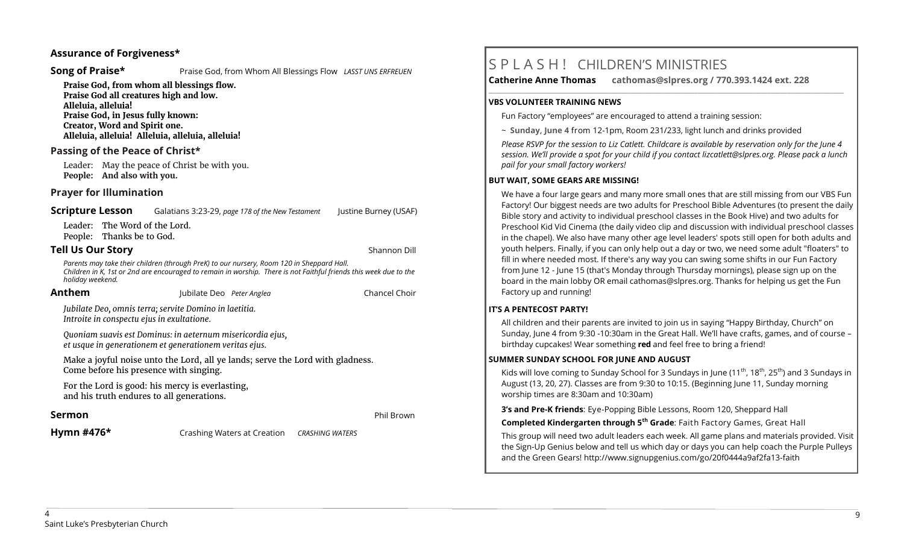### Assurance of Forgiveness*

**Song of Praise*** Praise God, from Whom All Blessings Flow *LASST UNS ERFREUEN*

**Praise God, from whom all blessings flow.**
**Praise God all creatures high and low.**
**Alleluia, alleluia!**
**Praise God, in Jesus fully known:**
**Creator, Word and Spirit one.**
**Alleluia, alleluia! Alleluia, alleluia, alleluia!**

### Passing of the Peace of Christ*

Leader: May the peace of Christ be with you.
**People: And also with you.**

### Prayer for Illumination

**Scripture Lesson** Galatians 3:23-29, *page 178 of the New Testament* Justine Burney (USAF)

Leader: The Word of the Lord.
People: Thanks be to God.

**Tell Us Our Story** Shannon Dill

*Parents may take their children (through PreK) to our nursery, Room 120 in Sheppard Hall. Children in K, 1st or 2nd are encouraged to remain in worship. There is not Faithful friends this week due to the holiday weekend.*

**Anthem** Jubilate Deo *Peter Anglea* Chancel Choir

*Jubilate Deo, omnis terra; servite Domino in laetitia.*
*Introite in conspectu ejus in exultatione.*

*Quoniam suavis est Dominus: in aeternum misericordia ejus,*
*et usque in generationem et generationem veritas ejus.*

Make a joyful noise unto the Lord, all ye lands; serve the Lord with gladness.
Come before his presence with singing.

For the Lord is good: his mercy is everlasting,
and his truth endures to all generations.

**Sermon** Phil Brown

**Hymn #476*** Crashing Waters at Creation *CRASHING WATERS*

# S P L A S H ! CHILDREN'S MINISTRIES

**Catherine Anne Thomas cathomas@slpres.org / 770.393.1424 ext. 228**

#### VBS VOLUNTEER TRAINING NEWS

Fun Factory "employees" are encouraged to attend a training session:

~ **Sunday, June 4** from 12-1pm, Room 231/233, light lunch and drinks provided

*Please RSVP for the session to Liz Catlett. Childcare is available by reservation only for the June 4 session. We'll provide a spot for your child if you contact lizcatlett@slpres.org. Please pack a lunch pail for your small factory workers!*

#### BUT WAIT, SOME GEARS ARE MISSING!

We have a four large gears and many more small ones that are still missing from our VBS Fun Factory! Our biggest needs are two adults for Preschool Bible Adventures (to present the daily Bible story and activity to individual preschool classes in the Book Hive) and two adults for Preschool Kid Vid Cinema (the daily video clip and discussion with individual preschool classes in the chapel). We also have many other age level leaders' spots still open for both adults and youth helpers. Finally, if you can only help out a day or two, we need some adult "floaters" to fill in where needed most. If there's any way you can swing some shifts in our Fun Factory from June 12 - June 15 (that's Monday through Thursday mornings), please sign up on the board in the main lobby OR email cathomas@slpres.org. Thanks for helping us get the Fun Factory up and running!

#### IT'S A PENTECOST PARTY!

All children and their parents are invited to join us in saying "Happy Birthday, Church" on Sunday, June 4 from 9:30 -10:30am in the Great Hall. We'll have crafts, games, and of course – birthday cupcakes! Wear something **red** and feel free to bring a friend!

#### SUMMER SUNDAY SCHOOL FOR JUNE AND AUGUST

Kids will love coming to Sunday School for 3 Sundays in June (11th, 18th, 25th) and 3 Sundays in August (13, 20, 27). Classes are from 9:30 to 10:15. (Beginning June 11, Sunday morning worship times are 8:30am and 10:30am)

**3's and Pre-K friends**: Eye-Popping Bible Lessons, Room 120, Sheppard Hall

**Completed Kindergarten through 5th Grade**: Faith Factory Games, Great Hall

This group will need two adult leaders each week. All game plans and materials provided. Visit the Sign-Up Genius below and tell us which day or days you can help coach the Purple Pulleys and the Green Gears! http://www.signupgenius.com/go/20f0444a9af2fa13-faith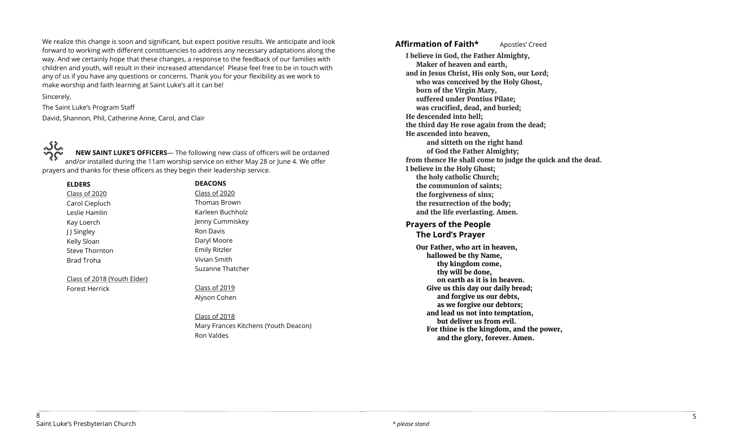We realize this change is soon and significant, but expect positive results. We anticipate and look forward to working with different constituencies to address any necessary adaptations along the way. And we certainly hope that these changes, a response to the feedback of our families with children and youth, will result in their increased attendance! Please feel free to be in touch with any of us if you have any questions or concerns. Thank you for your flexibility as we work to make worship and faith learning at Saint Luke's all it can be!

Sincerely,

The Saint Luke's Program Staff

David, Shannon, Phil, Catherine Anne, Carol, and Clair

**NEW SAINT LUKE'S OFFICERS**— The following new class of officers will be ordained and/or installed during the 11am worship service on either May 28 or June 4. We offer prayers and thanks for these officers as they begin their leadership service.

**ELDERS**

Class of 2020

Carol Ciepluch
Leslie Hamlin
Kay Loerch
J J Singley
Kelly Sloan
Steve Thornton
Brad Troha

Class of 2018 (Youth Elder)

Forest Herrick

**DEACONS**

Class of 2020

Thomas Brown
Karleen Buchholz
Jenny Cummiskey
Ron Davis
Daryl Moore
Emily Ritzler
Vivian Smith
Suzanne Thatcher

Class of 2019

Alyson Cohen

Class of 2018

Mary Frances Kitchens (Youth Deacon)
Ron Valdes

## Affirmation of Faith* Apostles' Creed

**I believe in God, the Father Almighty,**
**Maker of heaven and earth,**
**and in Jesus Christ, His only Son, our Lord;**
**who was conceived by the Holy Ghost,**
**born of the Virgin Mary,**
**suffered under Pontius Pilate;**
**was crucified, dead, and buried;**
**He descended into hell;**
**the third day He rose again from the dead;**
**He ascended into heaven,**
**and sitteth on the right hand**
**of God the Father Almighty;**
**from thence He shall come to judge the quick and the dead.**
**I believe in the Holy Ghost;**
**the holy catholic Church;**
**the communion of saints;**
**the forgiveness of sins;**
**the resurrection of the body;**
**and the life everlasting. Amen.**

## Prayers of the People

### The Lord's Prayer

**Our Father, who art in heaven,**
**hallowed be thy Name,**
**thy kingdom come,**
**thy will be done,**
**on earth as it is in heaven.**
**Give us this day our daily bread;**
**and forgive us our debts,**
**as we forgive our debtors;**
**and lead us not into temptation,**
**but deliver us from evil.**
**For thine is the kingdom, and the power,**
**and the glory, forever. Amen.**

*\* please stand*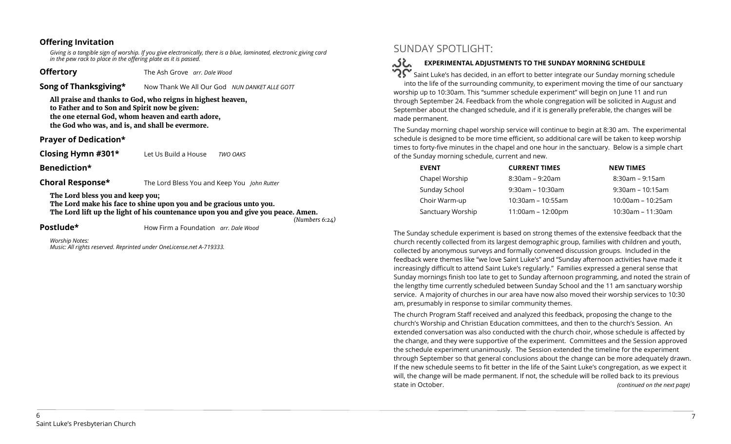### Offering Invitation

*Giving is a tangible sign of worship. If you give electronically, there is a blue, laminated, electronic giving card in the pew rack to place in the offering plate as it is passed.*

**Offertory** The Ash Grove *arr. Dale Wood*

**Song of Thanksgiving*** Now Thank We All Our God *NUN DANKET ALLE GOTT*

**All praise and thanks to God, who reigns in highest heaven,**
**to Father and to Son and Spirit now be given:**
**the one eternal God, whom heaven and earth adore,**
**the God who was, and is, and shall be evermore.**

**Prayer of Dedication***

**Closing Hymn #301*** Let Us Build a House *TWO OAKS*

**Benediction***

**Choral Response*** The Lord Bless You and Keep You *John Rutter*

**The Lord bless you and keep you;**
**The Lord make his face to shine upon you and be gracious unto you.**
**The Lord lift up the light of his countenance upon you and give you peace. Amen.**
*(Numbers 6:24)*

**Postlude*** How Firm a Foundation *arr. Dale Wood*

*Worship Notes:*
*Music: All rights reserved. Reprinted under OneLicense.net A-719333.*

## SUNDAY SPOTLIGHT:

### EXPERIMENTAL ADJUSTMENTS TO THE SUNDAY MORNING SCHEDULE

Saint Luke's has decided, in an effort to better integrate our Sunday morning schedule into the life of the surrounding community, to experiment moving the time of our sanctuary worship up to 10:30am. This "summer schedule experiment" will begin on June 11 and run through September 24. Feedback from the whole congregation will be solicited in August and September about the changed schedule, and if it is generally preferable, the changes will be made permanent.

The Sunday morning chapel worship service will continue to begin at 8:30 am. The experimental schedule is designed to be more time efficient, so additional care will be taken to keep worship times to forty-five minutes in the chapel and one hour in the sanctuary. Below is a simple chart of the Sunday morning schedule, current and new.

| EVENT | CURRENT TIMES | NEW TIMES |
|---|---|---|
| Chapel Worship | 8:30am – 9:20am | 8:30am – 9:15am |
| Sunday School | 9:30am – 10:30am | 9:30am – 10:15am |
| Choir Warm-up | 10:30am – 10:55am | 10:00am – 10:25am |
| Sanctuary Worship | 11:00am – 12:00pm | 10:30am – 11:30am |

The Sunday schedule experiment is based on strong themes of the extensive feedback that the church recently collected from its largest demographic group, families with children and youth, collected by anonymous surveys and formally convened discussion groups. Included in the feedback were themes like "we love Saint Luke's" and "Sunday afternoon activities have made it increasingly difficult to attend Saint Luke's regularly." Families expressed a general sense that Sunday mornings finish too late to get to Sunday afternoon programming, and noted the strain of the lengthy time currently scheduled between Sunday School and the 11 am sanctuary worship service. A majority of churches in our area have now also moved their worship services to 10:30 am, presumably in response to similar community themes.

The church Program Staff received and analyzed this feedback, proposing the change to the church's Worship and Christian Education committees, and then to the church's Session. An extended conversation was also conducted with the church choir, whose schedule is affected by the change, and they were supportive of the experiment. Committees and the Session approved the schedule experiment unanimously. The Session extended the timeline for the experiment through September so that general conclusions about the change can be more adequately drawn. If the new schedule seems to fit better in the life of the Saint Luke's congregation, as we expect it will, the change will be made permanent. If not, the schedule will be rolled back to its previous state in October. *(continued on the next page)*